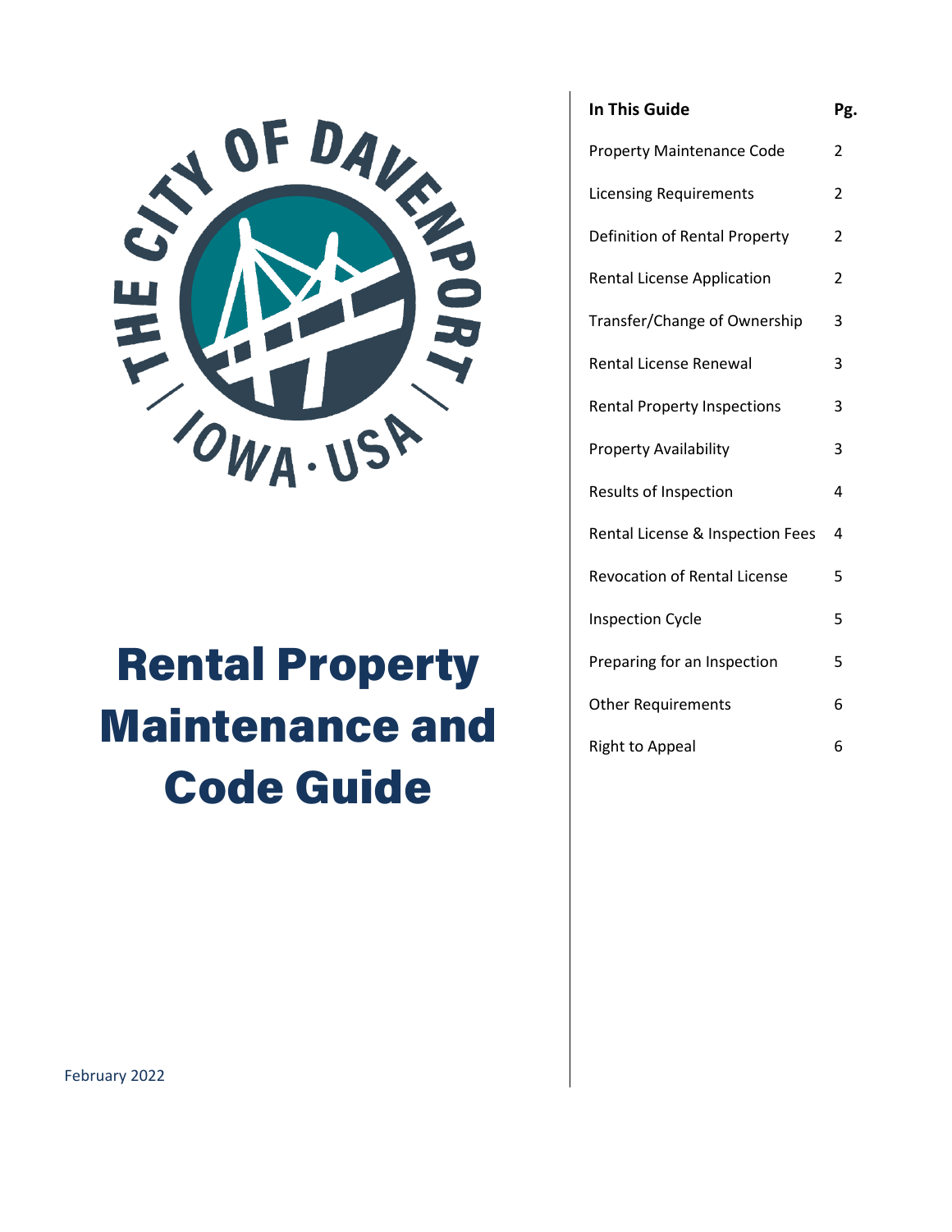THE CITY OF DAVENPORT IOWA · USA

# Rental Property Maintenance and Code Guide

February 2022

| In This Guide | Pg. |
|---|---|
| Property Maintenance Code | 2 |
| Licensing Requirements | 2 |
| Definition of Rental Property | 2 |
| Rental License Application | 2 |
| Transfer/Change of Ownership | 3 |
| Rental License Renewal | 3 |
| Rental Property Inspections | 3 |
| Property Availability | 3 |
| Results of Inspection | 4 |
| Rental License & Inspection Fees | 4 |
| Revocation of Rental License | 5 |
| Inspection Cycle | 5 |
| Preparing for an Inspection | 5 |
| Other Requirements | 6 |
| Right to Appeal | 6 |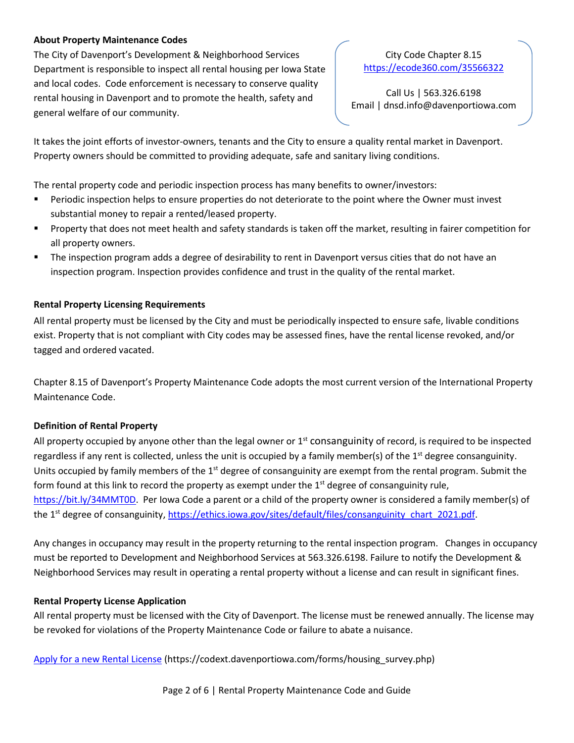### About Property Maintenance Codes

The City of Davenport's Development & Neighborhood Services Department is responsible to inspect all rental housing per Iowa State and local codes. Code enforcement is necessary to conserve quality rental housing in Davenport and to promote the health, safety and general welfare of our community.

City Code Chapter 8.15
https://ecode360.com/35566322

Call Us | 563.326.6198
Email | dnsd.info@davenportiowa.com

It takes the joint efforts of investor-owners, tenants and the City to ensure a quality rental market in Davenport. Property owners should be committed to providing adequate, safe and sanitary living conditions.

The rental property code and periodic inspection process has many benefits to owner/investors:

- Periodic inspection helps to ensure properties do not deteriorate to the point where the Owner must invest substantial money to repair a rented/leased property.
- Property that does not meet health and safety standards is taken off the market, resulting in fairer competition for all property owners.
- The inspection program adds a degree of desirability to rent in Davenport versus cities that do not have an inspection program. Inspection provides confidence and trust in the quality of the rental market.

### Rental Property Licensing Requirements

All rental property must be licensed by the City and must be periodically inspected to ensure safe, livable conditions exist. Property that is not compliant with City codes may be assessed fines, have the rental license revoked, and/or tagged and ordered vacated.

Chapter 8.15 of Davenport's Property Maintenance Code adopts the most current version of the International Property Maintenance Code.

### Definition of Rental Property

All property occupied by anyone other than the legal owner or 1st consanguinity of record, is required to be inspected regardless if any rent is collected, unless the unit is occupied by a family member(s) of the 1st degree consanguinity. Units occupied by family members of the 1st degree of consanguinity are exempt from the rental program. Submit the form found at this link to record the property as exempt under the 1st degree of consanguinity rule, https://bit.ly/34MMT0D. Per Iowa Code a parent or a child of the property owner is considered a family member(s) of the 1st degree of consanguinity, https://ethics.iowa.gov/sites/default/files/consanguinity_chart_2021.pdf.

Any changes in occupancy may result in the property returning to the rental inspection program. Changes in occupancy must be reported to Development and Neighborhood Services at 563.326.6198. Failure to notify the Development & Neighborhood Services may result in operating a rental property without a license and can result in significant fines.

### Rental Property License Application

All rental property must be licensed with the City of Davenport. The license must be renewed annually. The license may be revoked for violations of the Property Maintenance Code or failure to abate a nuisance.

Apply for a new Rental License (https://codext.davenportiowa.com/forms/housing_survey.php)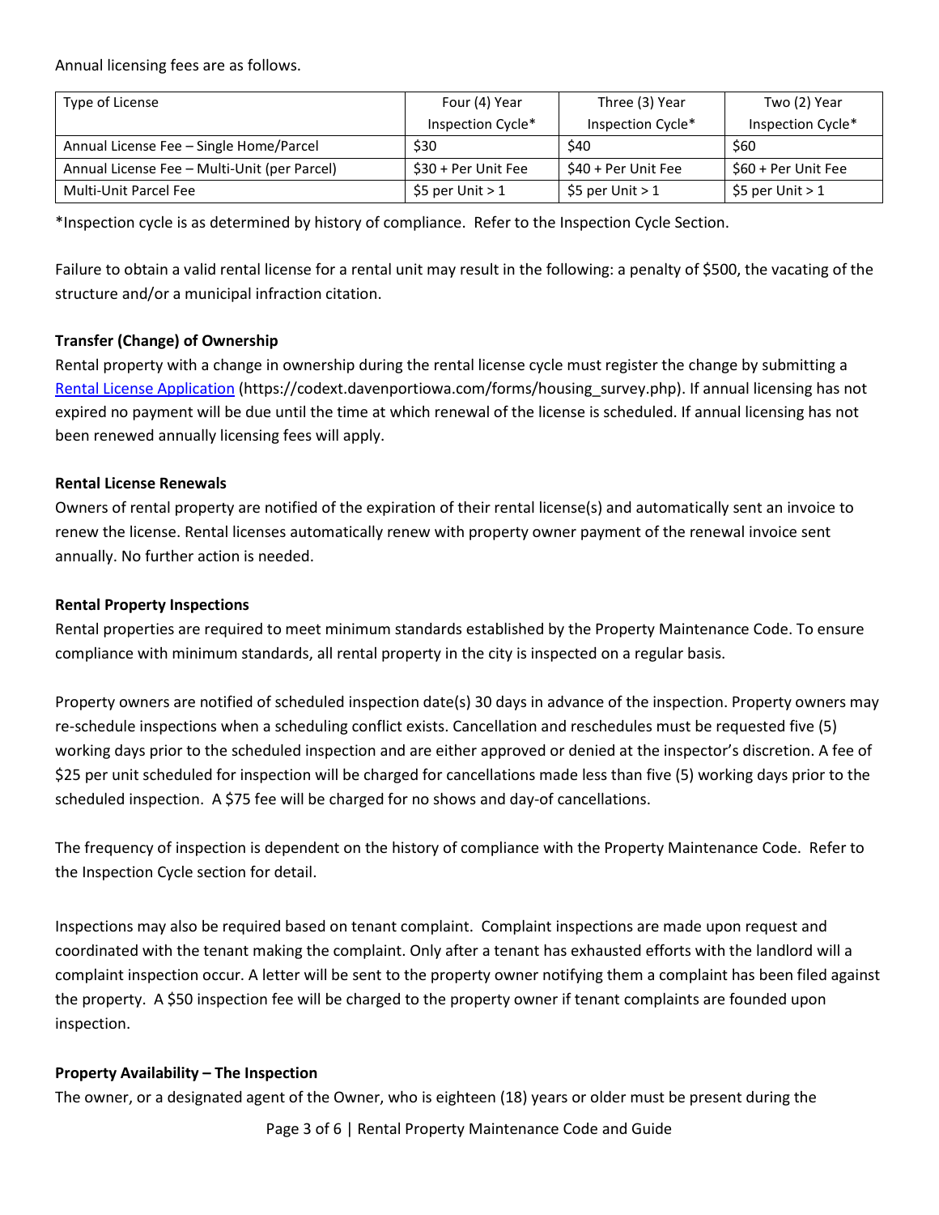Annual licensing fees are as follows.

| Type of License | Four (4) Year Inspection Cycle* | Three (3) Year Inspection Cycle* | Two (2) Year Inspection Cycle* |
| --- | --- | --- | --- |
| Annual License Fee – Single Home/Parcel | $30 | $40 | $60 |
| Annual License Fee – Multi-Unit (per Parcel) | $30 + Per Unit Fee | $40 + Per Unit Fee | $60 + Per Unit Fee |
| Multi-Unit Parcel Fee | $5 per Unit > 1 | $5 per Unit > 1 | $5 per Unit > 1 |

*Inspection cycle is as determined by history of compliance. Refer to the Inspection Cycle Section.

Failure to obtain a valid rental license for a rental unit may result in the following: a penalty of $500, the vacating of the structure and/or a municipal infraction citation.

**Transfer (Change) of Ownership**

Rental property with a change in ownership during the rental license cycle must register the change by submitting a [Rental License Application](https://codext.davenportiowa.com/forms/housing_survey.php) (https://codext.davenportiowa.com/forms/housing_survey.php). If annual licensing has not expired no payment will be due until the time at which renewal of the license is scheduled. If annual licensing has not been renewed annually licensing fees will apply.

**Rental License Renewals**

Owners of rental property are notified of the expiration of their rental license(s) and automatically sent an invoice to renew the license. Rental licenses automatically renew with property owner payment of the renewal invoice sent annually. No further action is needed.

**Rental Property Inspections**

Rental properties are required to meet minimum standards established by the Property Maintenance Code. To ensure compliance with minimum standards, all rental property in the city is inspected on a regular basis.

Property owners are notified of scheduled inspection date(s) 30 days in advance of the inspection. Property owners may re-schedule inspections when a scheduling conflict exists. Cancellation and reschedules must be requested five (5) working days prior to the scheduled inspection and are either approved or denied at the inspector's discretion. A fee of $25 per unit scheduled for inspection will be charged for cancellations made less than five (5) working days prior to the scheduled inspection. A $75 fee will be charged for no shows and day-of cancellations.

The frequency of inspection is dependent on the history of compliance with the Property Maintenance Code. Refer to the Inspection Cycle section for detail.

Inspections may also be required based on tenant complaint. Complaint inspections are made upon request and coordinated with the tenant making the complaint. Only after a tenant has exhausted efforts with the landlord will a complaint inspection occur. A letter will be sent to the property owner notifying them a complaint has been filed against the property. A $50 inspection fee will be charged to the property owner if tenant complaints are founded upon inspection.

**Property Availability – The Inspection**

The owner, or a designated agent of the Owner, who is eighteen (18) years or older must be present during the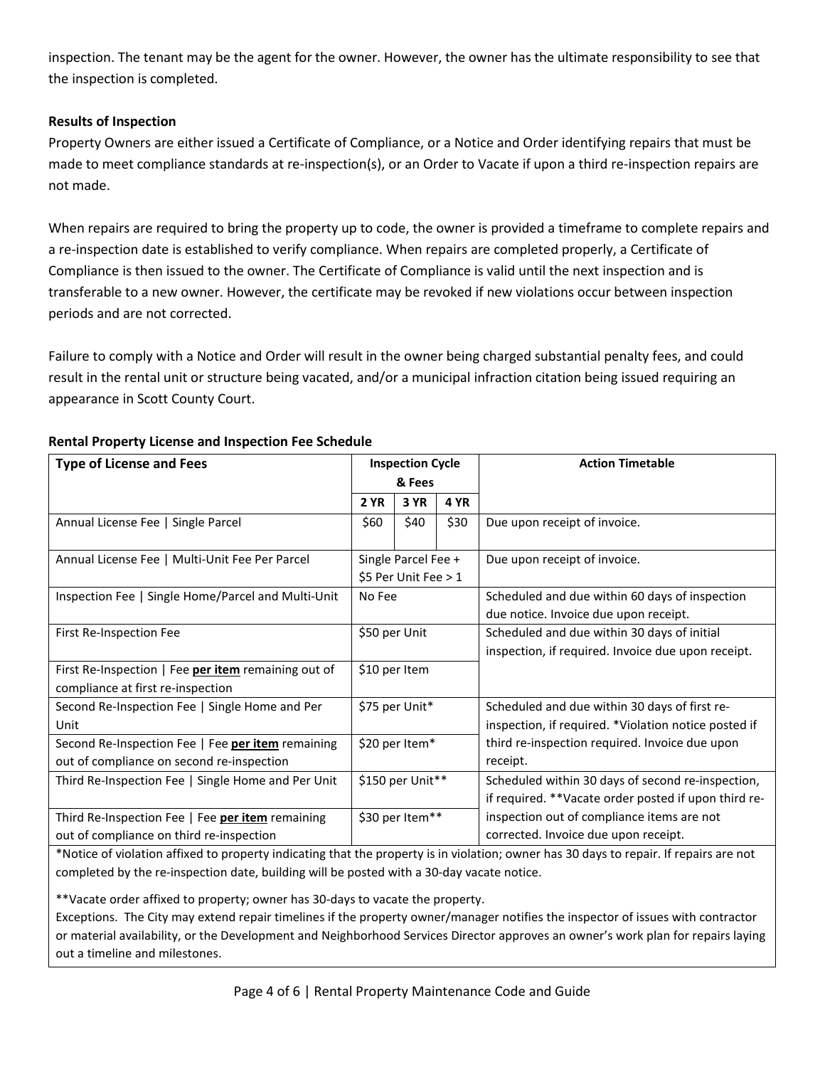inspection. The tenant may be the agent for the owner. However, the owner has the ultimate responsibility to see that the inspection is completed.

**Results of Inspection**

Property Owners are either issued a Certificate of Compliance, or a Notice and Order identifying repairs that must be made to meet compliance standards at re-inspection(s), or an Order to Vacate if upon a third re-inspection repairs are not made.

When repairs are required to bring the property up to code, the owner is provided a timeframe to complete repairs and a re-inspection date is established to verify compliance. When repairs are completed properly, a Certificate of Compliance is then issued to the owner. The Certificate of Compliance is valid until the next inspection and is transferable to a new owner. However, the certificate may be revoked if new violations occur between inspection periods and are not corrected.

Failure to comply with a Notice and Order will result in the owner being charged substantial penalty fees, and could result in the rental unit or structure being vacated, and/or a municipal infraction citation being issued requiring an appearance in Scott County Court.

**Rental Property License and Inspection Fee Schedule**

| Type of License and Fees | Inspection Cycle & Fees | | | Action Timetable |
|---|---|---|---|---|
| | 2 YR | 3 YR | 4 YR | |
| Annual License Fee \| Single Parcel | $60 | $40 | $30 | Due upon receipt of invoice. |
| Annual License Fee \| Multi-Unit Fee Per Parcel | Single Parcel Fee + $5 Per Unit Fee > 1 | | | Due upon receipt of invoice. |
| Inspection Fee \| Single Home/Parcel and Multi-Unit | No Fee | | | Scheduled and due within 60 days of inspection due notice. Invoice due upon receipt. |
| First Re-Inspection Fee | $50 per Unit | | | Scheduled and due within 30 days of initial inspection, if required. Invoice due upon receipt. |
| First Re-Inspection \| Fee **per item** remaining out of compliance at first re-inspection | $10 per Item | | | |
| Second Re-Inspection Fee \| Single Home and Per Unit | $75 per Unit* | | | Scheduled and due within 30 days of first re-inspection, if required. *Violation notice posted if third re-inspection required. Invoice due upon receipt. |
| Second Re-Inspection \| Fee **per item** remaining out of compliance on second re-inspection | $20 per Item* | | | |
| Third Re-Inspection Fee \| Single Home and Per Unit | $150 per Unit** | | | Scheduled within 30 days of second re-inspection, if required. **Vacate order posted if upon third re-inspection out of compliance items are not corrected. Invoice due upon receipt. |
| Third Re-Inspection Fee \| Fee **per item** remaining out of compliance on third re-inspection | $30 per Item** | | | |

*Notice of violation affixed to property indicating that the property is in violation; owner has 30 days to repair. If repairs are not completed by the re-inspection date, building will be posted with a 30-day vacate notice.

**Vacate order affixed to property; owner has 30-days to vacate the property.

Exceptions. The City may extend repair timelines if the property owner/manager notifies the inspector of issues with contractor or material availability, or the Development and Neighborhood Services Director approves an owner's work plan for repairs laying out a timeline and milestones.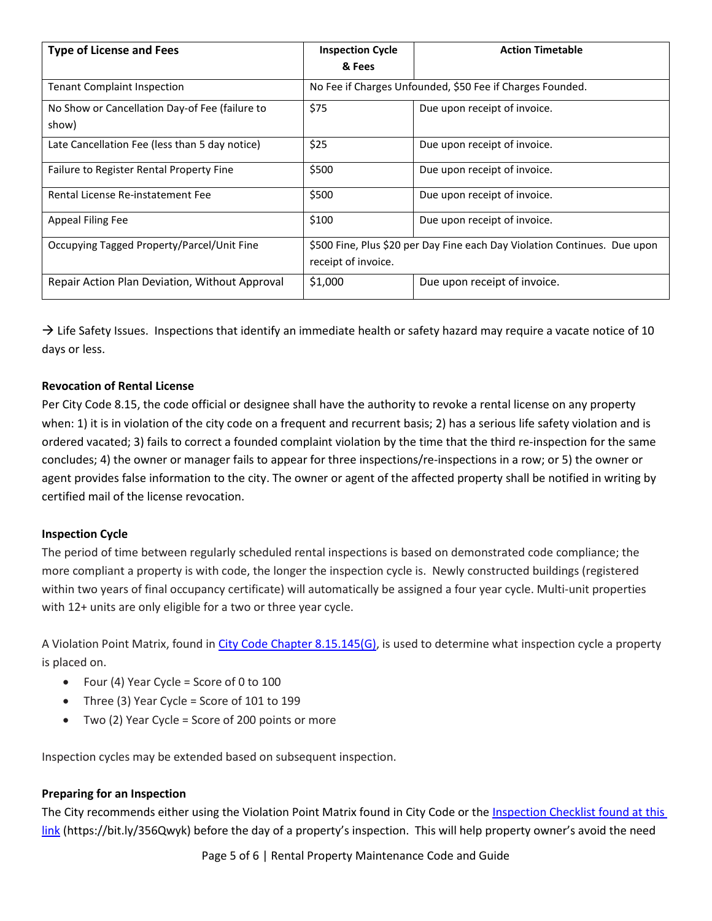| Type of License and Fees | Inspection Cycle & Fees | Action Timetable |
|---|---|---|
| Tenant Complaint Inspection | No Fee if Charges Unfounded, $50 Fee if Charges Founded. | |
| No Show or Cancellation Day-of Fee (failure to show) | $75 | Due upon receipt of invoice. |
| Late Cancellation Fee (less than 5 day notice) | $25 | Due upon receipt of invoice. |
| Failure to Register Rental Property Fine | $500 | Due upon receipt of invoice. |
| Rental License Re-instatement Fee | $500 | Due upon receipt of invoice. |
| Appeal Filing Fee | $100 | Due upon receipt of invoice. |
| Occupying Tagged Property/Parcel/Unit Fine | $500 Fine, Plus $20 per Day Fine each Day Violation Continues. Due upon receipt of invoice. | |
| Repair Action Plan Deviation, Without Approval | $1,000 | Due upon receipt of invoice. |

→ Life Safety Issues. Inspections that identify an immediate health or safety hazard may require a vacate notice of 10 days or less.

**Revocation of Rental License**

Per City Code 8.15, the code official or designee shall have the authority to revoke a rental license on any property when: 1) it is in violation of the city code on a frequent and recurrent basis; 2) has a serious life safety violation and is ordered vacated; 3) fails to correct a founded complaint violation by the time that the third re-inspection for the same concludes; 4) the owner or manager fails to appear for three inspections/re-inspections in a row; or 5) the owner or agent provides false information to the city. The owner or agent of the affected property shall be notified in writing by certified mail of the license revocation.

**Inspection Cycle**

The period of time between regularly scheduled rental inspections is based on demonstrated code compliance; the more compliant a property is with code, the longer the inspection cycle is. Newly constructed buildings (registered within two years of final occupancy certificate) will automatically be assigned a four year cycle. Multi-unit properties with 12+ units are only eligible for a two or three year cycle.

A Violation Point Matrix, found in City Code Chapter 8.15.145(G), is used to determine what inspection cycle a property is placed on.

- Four (4) Year Cycle = Score of 0 to 100
- Three (3) Year Cycle = Score of 101 to 199
- Two (2) Year Cycle = Score of 200 points or more

Inspection cycles may be extended based on subsequent inspection.

**Preparing for an Inspection**

The City recommends either using the Violation Point Matrix found in City Code or the Inspection Checklist found at this link (https://bit.ly/356Qwyk) before the day of a property's inspection. This will help property owner's avoid the need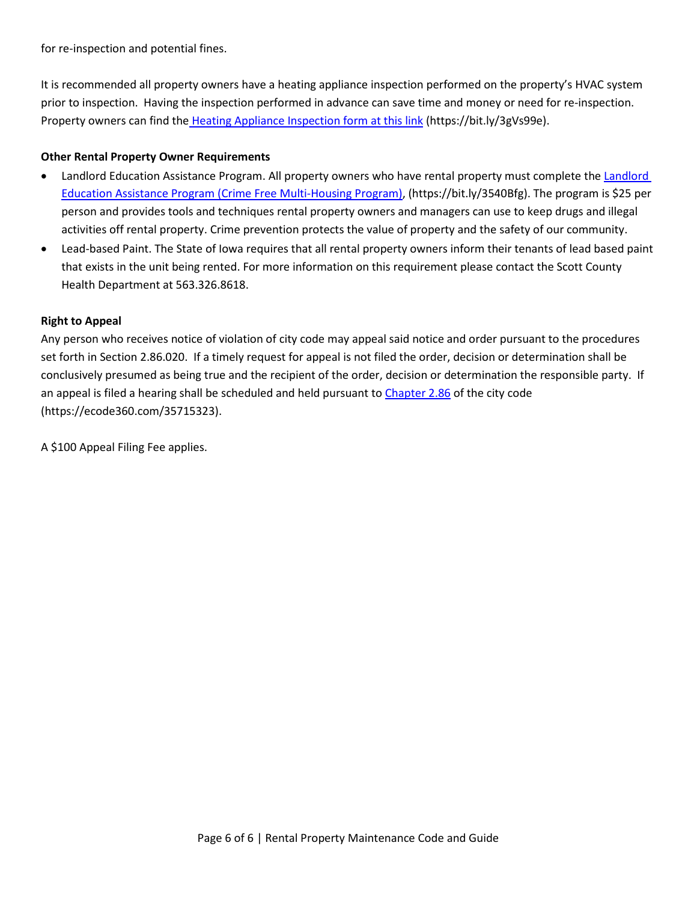for re-inspection and potential fines.

It is recommended all property owners have a heating appliance inspection performed on the property's HVAC system prior to inspection. Having the inspection performed in advance can save time and money or need for re-inspection. Property owners can find the [Heating Appliance Inspection form at this link](https://bit.ly/3gVs99e) (https://bit.ly/3gVs99e).

**Other Rental Property Owner Requirements**

- Landlord Education Assistance Program. All property owners who have rental property must complete the [Landlord Education Assistance Program (Crime Free Multi-Housing Program)](https://bit.ly/3540Bfg), (https://bit.ly/3540Bfg). The program is $25 per person and provides tools and techniques rental property owners and managers can use to keep drugs and illegal activities off rental property. Crime prevention protects the value of property and the safety of our community.
- Lead-based Paint. The State of Iowa requires that all rental property owners inform their tenants of lead based paint that exists in the unit being rented. For more information on this requirement please contact the Scott County Health Department at 563.326.8618.

**Right to Appeal**

Any person who receives notice of violation of city code may appeal said notice and order pursuant to the procedures set forth in Section 2.86.020. If a timely request for appeal is not filed the order, decision or determination shall be conclusively presumed as being true and the recipient of the order, decision or determination the responsible party. If an appeal is filed a hearing shall be scheduled and held pursuant to [Chapter 2.86](https://ecode360.com/35715323) of the city code (https://ecode360.com/35715323).

A $100 Appeal Filing Fee applies.